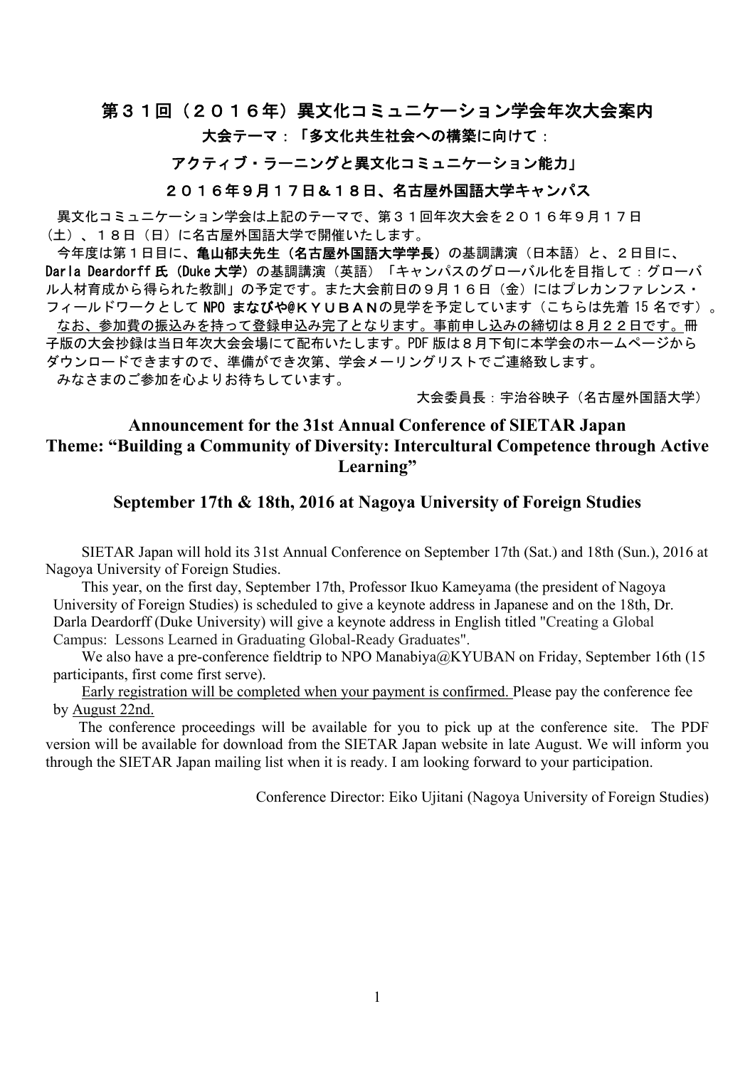# 第３１回（２０１６年）異文化コミュニケーション学会年次大会案内

## 大会テーマ：「多文化共生社会への構築に向けて：

## アクティブ・ラーニングと異文化コミュニケーション能力」

## ２０１６年９月１７日＆１８日、名古屋外国語大学キャンパス

異文化コミュニケーション学会は上記のテーマで、第３１回年次大会を２０１６年９月１７日（土）、１８日（日）に名古屋外国語大学で開催いたします。

今年度は第１日目に、**亀山郁夫先生（名古屋外国語大学学長）**の基調講演（日本語）と、２日目に、**Darla Deardorff 氏（Duke 大学）**の基調講演（英語）「キャンパスのグローバル化を目指して：グローバル人材育成から得られた教訓」の予定です。また大会前日の９月１６日（金）にはプレカンファレンス・フィールドワークとして **NPO まなびや@ＫＹＵＢＡＮ**の見学を予定しています（こちらは先着 15 名です）。

<u>なお、参加費の振込みを持って登録申込み完了となります。事前申し込みの締切は８月２２日です。</u>冊子版の大会抄録は当日年次大会会場にて配布いたします。PDF 版は８月下旬に本学会のホームページからダウンロードできますので、準備ができ次第、学会メーリングリストでご連絡致します。

みなさまのご参加を心よりお待ちしています。

大会委員長：宇治谷映子（名古屋外国語大学）

# Announcement for the 31st Annual Conference of SIETAR Japan

## Theme: "Building a Community of Diversity: Intercultural Competence through Active Learning"

## September 17th & 18th, 2016 at Nagoya University of Foreign Studies

SIETAR Japan will hold its 31st Annual Conference on September 17th (Sat.) and 18th (Sun.), 2016 at Nagoya University of Foreign Studies.

This year, on the first day, September 17th, Professor Ikuo Kameyama (the president of Nagoya University of Foreign Studies) is scheduled to give a keynote address in Japanese and on the 18th, Dr. Darla Deardorff (Duke University) will give a keynote address in English titled "Creating a Global Campus: Lessons Learned in Graduating Global-Ready Graduates".

We also have a pre-conference fieldtrip to NPO Manabiya@KYUBAN on Friday, September 16th (15 participants, first come first serve).

<u>Early registration will be completed when your payment is confirmed.</u> Please pay the conference fee by <u>August 22nd.</u>

The conference proceedings will be available for you to pick up at the conference site. The PDF version will be available for download from the SIETAR Japan website in late August. We will inform you through the SIETAR Japan mailing list when it is ready. I am looking forward to your participation.

Conference Director: Eiko Ujitani (Nagoya University of Foreign Studies)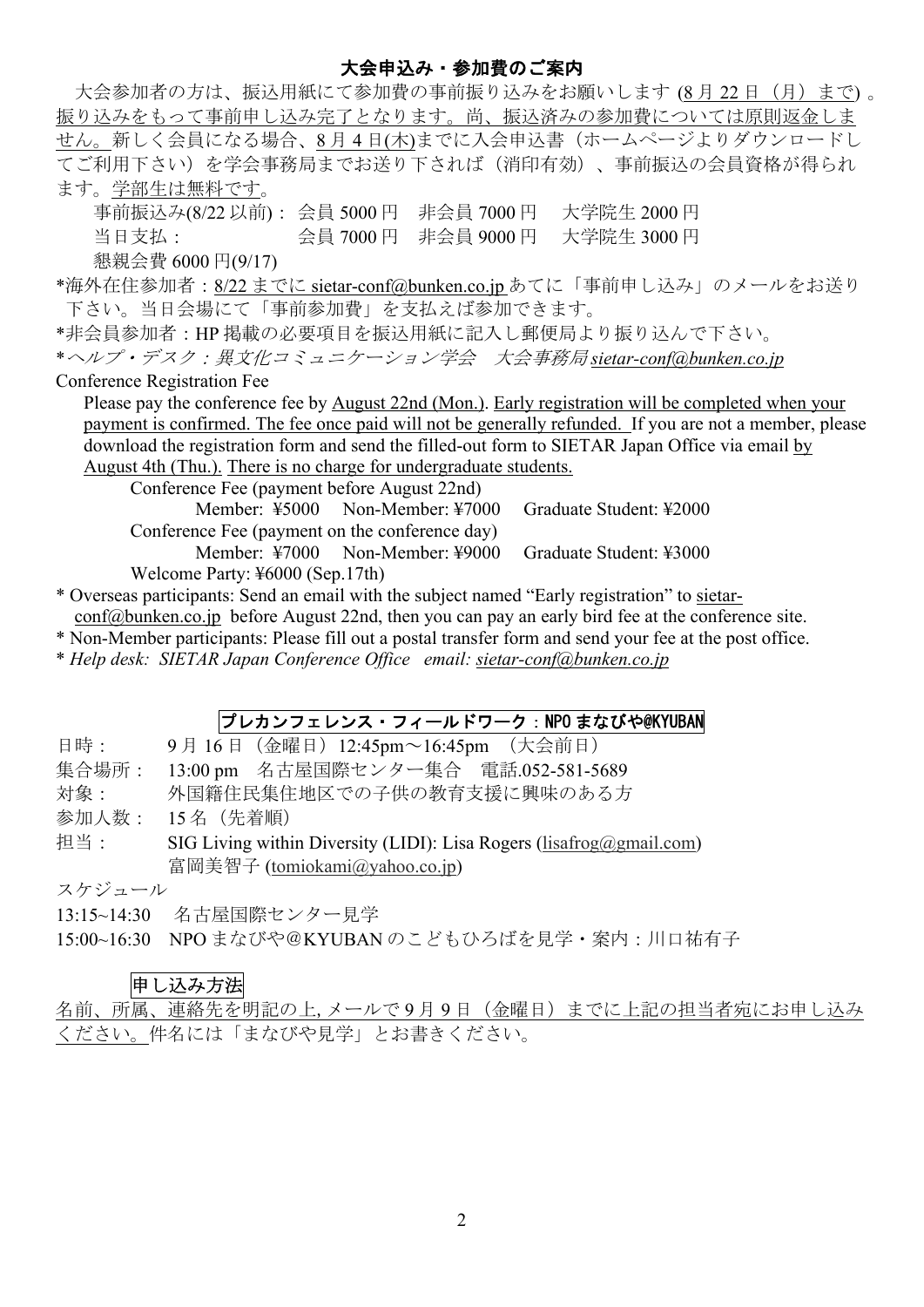## 大会申込み・参加費のご案内

大会参加者の方は、振込用紙にて参加費の事前振り込みをお願いします (8 月 22 日（月）まで) 。振り込みをもって事前申し込み完了となります。尚、振込済みの参加費については原則返金しません。新しく会員になる場合、8 月 4 日(木)までに入会申込書（ホームページよりダウンロードしてご利用下さい）を学会事務局までお送り下されば（消印有効）、事前振込の会員資格が得られます。学部生は無料です。

事前振込み(8/22 以前)： 会員 5000 円　非会員 7000 円　大学院生 2000 円
当日支払：　会員 7000 円　非会員 9000 円　大学院生 3000 円
懇親会費 6000 円(9/17)

*海外在住参加者：8/22 までに sietar-conf@bunken.co.jp あてに「事前申し込み」のメールをお送り下さい。当日会場にて「事前参加費」を支払えば参加できます。

*非会員参加者：HP 掲載の必要項目を振込用紙に記入し郵便局より振り込んで下さい。

*ヘルプ・デスク：異文化コミュニケーション学会　大会事務局 sietar-conf@bunken.co.jp*

Conference Registration Fee

Please pay the conference fee by August 22nd (Mon.). Early registration will be completed when your payment is confirmed. The fee once paid will not be generally refunded. If you are not a member, please download the registration form and send the filled-out form to SIETAR Japan Office via email by August 4th (Thu.). There is no charge for undergraduate students.

Conference Fee (payment before August 22nd)
Member: ¥5000　Non-Member: ¥7000　Graduate Student: ¥2000
Conference Fee (payment on the conference day)
Member: ¥7000　Non-Member: ¥9000　Graduate Student: ¥3000
Welcome Party: ¥6000 (Sep.17th)

\* Overseas participants: Send an email with the subject named "Early registration" to sietar-conf@bunken.co.jp before August 22nd, then you can pay an early bird fee at the conference site.

\* Non-Member participants: Please fill out a postal transfer form and send your fee at the post office.

\* *Help desk: SIETAR Japan Conference Office email: sietar-conf@bunken.co.jp*

## プレカンフェレンス・フィールドワーク：NPO まなびや@KYUBAN

日時：　9 月 16 日（金曜日）12:45pm～16:45pm　（大会前日）
集合場所：　13:00 pm　名古屋国際センター集合　電話.052-581-5689
対象：　外国籍住民集住地区での子供の教育支援に興味のある方
参加人数：　15 名（先着順）
担当：　SIG Living within Diversity (LIDI): Lisa Rogers (lisafrog@gmail.com)
富岡美智子 (tomiokami@yahoo.co.jp)

スケジュール

13:15~14:30　名古屋国際センター見学
15:00~16:30　NPO まなびや＠KYUBAN のこどもひろばを見学・案内：川口祐有子

### 申し込み方法

名前、所属、連絡先を明記の上, メールで 9 月 9 日（金曜日）までに上記の担当者宛にお申し込みください。件名には「まなびや見学」とお書きください。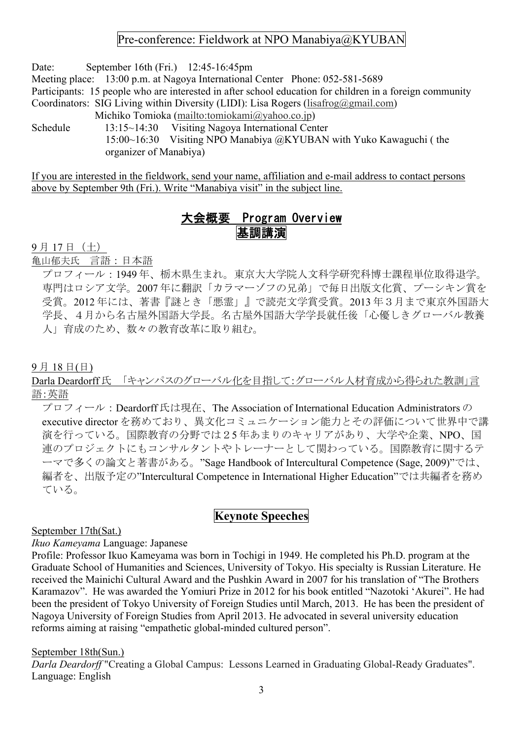## Pre-conference: Fieldwork at NPO Manabiya@KYUBAN

Date: September 16th (Fri.) 12:45-16:45pm

Meeting place: 13:00 p.m. at Nagoya International Center Phone: 052-581-5689

Participants: 15 people who are interested in after school education for children in a foreign community

Coordinators: SIG Living within Diversity (LIDI): Lisa Rogers (lisafrog@gmail.com)
Michiko Tomioka (mailto:tomiokami@yahoo.co.jp)

Schedule
13:15~14:30 Visiting Nagoya International Center
15:00~16:30 Visiting NPO Manabiya @KYUBAN with Yuko Kawaguchi ( the organizer of Manabiya)

If you are interested in the fieldwork, send your name, affiliation and e-mail address to contact persons above by September 9th (Fri.). Write "Manabiya visit" in the subject line.

# 大会概要 Program Overview

## 基調講演

9 月 17 日（土）

亀山郁夫氏 言語：日本語

プロフィール：1949 年、栃木県生まれ。東京大大学院人文科学研究科博士課程単位取得退学。専門はロシア文学。2007 年に翻訳「カラマーゾフの兄弟」で毎日出版文化賞、プーシキン賞を受賞。2012 年には、著書『謎とき「悪霊」』で読売文学賞受賞。2013 年３月まで東京外国語大学長、４月から名古屋外国語大学長。名古屋外国語大学学長就任後「心優しきグローバル教養人」育成のため、数々の教育改革に取り組む。

9 月 18 日(日)

Darla Deardorff 氏 「キャンパスのグローバル化を目指して:グローバル人材育成から得られた教訓」言語:英語

プロフィール：Deardorff 氏は現在、The Association of International Education Administrators の executive director を務めており、異文化コミュニケーション能力とその評価について世界中で講演を行っている。国際教育の分野では２５年あまりのキャリアがあり、大学や企業、NPO、国連のプロジェクトにもコンサルタントやトレーナーとして関わっている。国際教育に関するテーマで多くの論文と著書がある。"Sage Handbook of Intercultural Competence (Sage, 2009)"では、編者を、出版予定の"Intercultural Competence in International Higher Education"では共編者を務めている。

## Keynote Speeches

September 17th(Sat.)

*Ikuo Kameyama* Language: Japanese

Profile: Professor Ikuo Kameyama was born in Tochigi in 1949. He completed his Ph.D. program at the Graduate School of Humanities and Sciences, University of Tokyo. His specialty is Russian Literature. He received the Mainichi Cultural Award and the Pushkin Award in 2007 for his translation of "The Brothers Karamazov". He was awarded the Yomiuri Prize in 2012 for his book entitled "Nazotoki 'Akurei". He had been the president of Tokyo University of Foreign Studies until March, 2013. He has been the president of Nagoya University of Foreign Studies from April 2013. He advocated in several university education reforms aiming at raising "empathetic global-minded cultured person".

September 18th(Sun.)

*Darla Deardorff* "Creating a Global Campus: Lessons Learned in Graduating Global-Ready Graduates". Language: English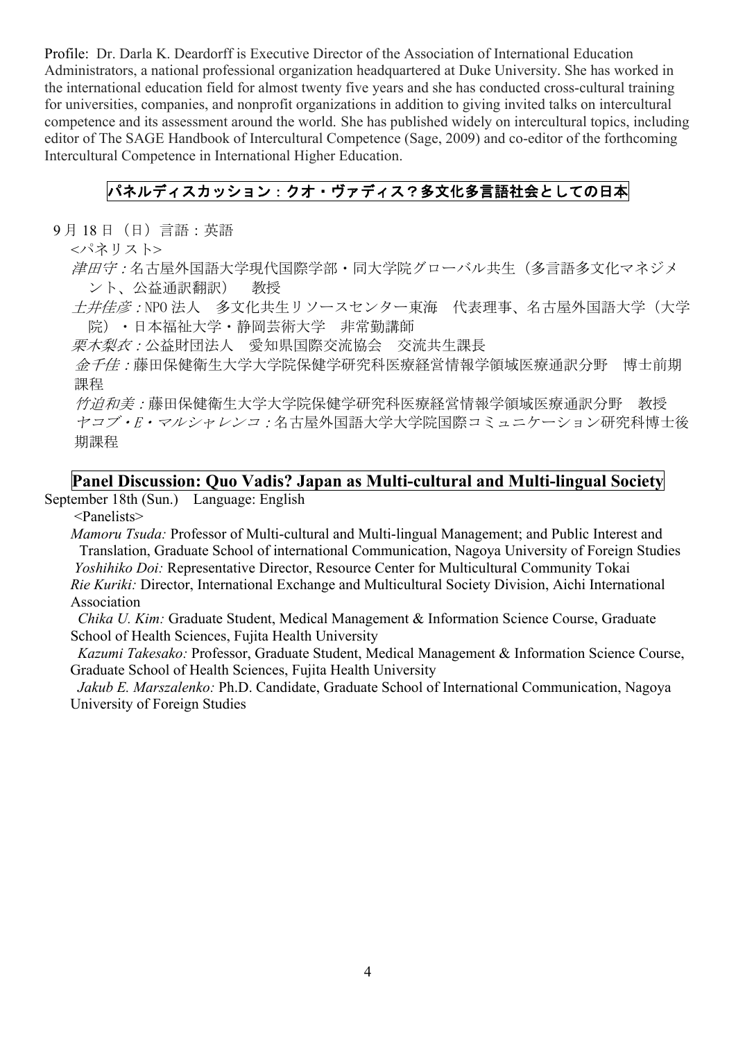Profile: Dr. Darla K. Deardorff is Executive Director of the Association of International Education Administrators, a national professional organization headquartered at Duke University. She has worked in the international education field for almost twenty five years and she has conducted cross-cultural training for universities, companies, and nonprofit organizations in addition to giving invited talks on intercultural competence and its assessment around the world. She has published widely on intercultural topics, including editor of The SAGE Handbook of Intercultural Competence (Sage, 2009) and co-editor of the forthcoming Intercultural Competence in International Higher Education.

## パネルディスカッション：クオ・ヴァディス？多文化多言語社会としての日本

9 月 18 日（日）言語：英語

<パネリスト>

*津田守：*名古屋外国語大学現代国際学部・同大学院グローバル共生（多言語多文化マネジメント、公益通訳翻訳）　教授

*土井佳彦：*NPO 法人　多文化共生リソースセンター東海　代表理事、名古屋外国語大学（大学院）・日本福祉大学・静岡芸術大学　非常勤講師

*栗木梨衣：*公益財団法人　愛知県国際交流協会　交流共生課長

*金千佳：*藤田保健衛生大学大学院保健学研究科医療経営情報学領域医療通訳分野　博士前期課程

*竹迫和美：*藤田保健衛生大学大学院保健学研究科医療経営情報学領域医療通訳分野　教授

*ヤコブ・E・マルシャレンコ：*名古屋外国語大学大学院国際コミュニケーション研究科博士後期課程

## Panel Discussion: Quo Vadis? Japan as Multi-cultural and Multi-lingual Society

September 18th (Sun.)　Language: English

<Panelists>

*Mamoru Tsuda:* Professor of Multi-cultural and Multi-lingual Management; and Public Interest and Translation, Graduate School of international Communication, Nagoya University of Foreign Studies

*Yoshihiko Doi:* Representative Director, Resource Center for Multicultural Community Tokai

*Rie Kuriki:* Director, International Exchange and Multicultural Society Division, Aichi International Association

*Chika U. Kim:* Graduate Student, Medical Management & Information Science Course, Graduate School of Health Sciences, Fujita Health University

*Kazumi Takesako:* Professor, Graduate Student, Medical Management & Information Science Course, Graduate School of Health Sciences, Fujita Health University

*Jakub E. Marszalenko:* Ph.D. Candidate, Graduate School of International Communication, Nagoya University of Foreign Studies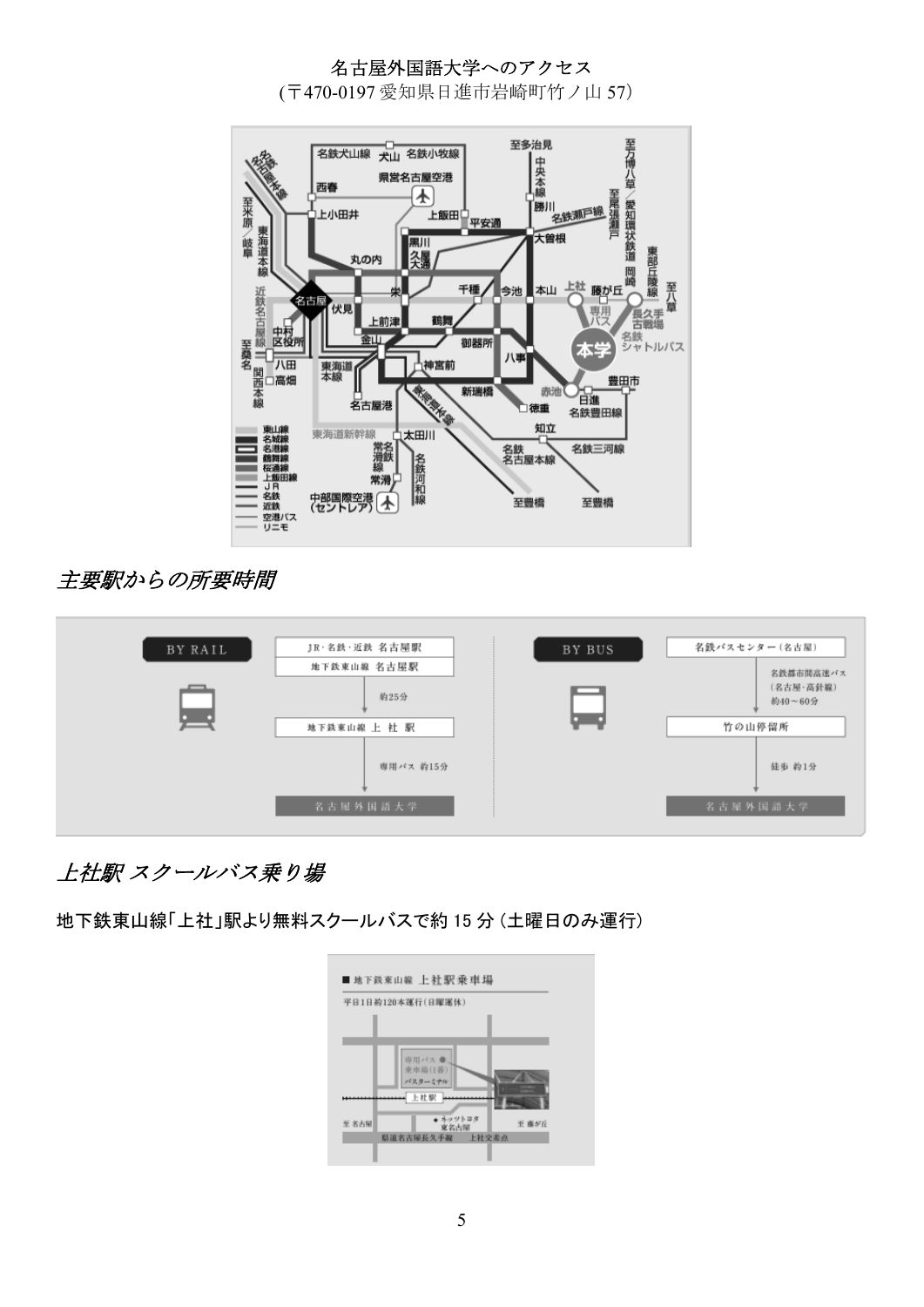名古屋外国語大学へのアクセス

(〒470-0197 愛知県日進市岩崎町竹ノ山 57)

## *主要駅からの所要時間*

BY RAIL

JR･名鉄･近鉄 名古屋駅

地下鉄東山線 名古屋駅

約25分

地下鉄東山線 上社駅

専用バス 約15分

名古屋外国語大学

BY BUS

名鉄バスセンター（名古屋）

名鉄都市間高速バス（名古屋･高針線）約40～60分

竹の山停留所

徒歩 約1分

名古屋外国語大学

## *上社駅 スクールバス乗り場*

**地下鉄東山線｢上社｣駅より無料スクールバスで約 15 分（土曜日のみ運行）**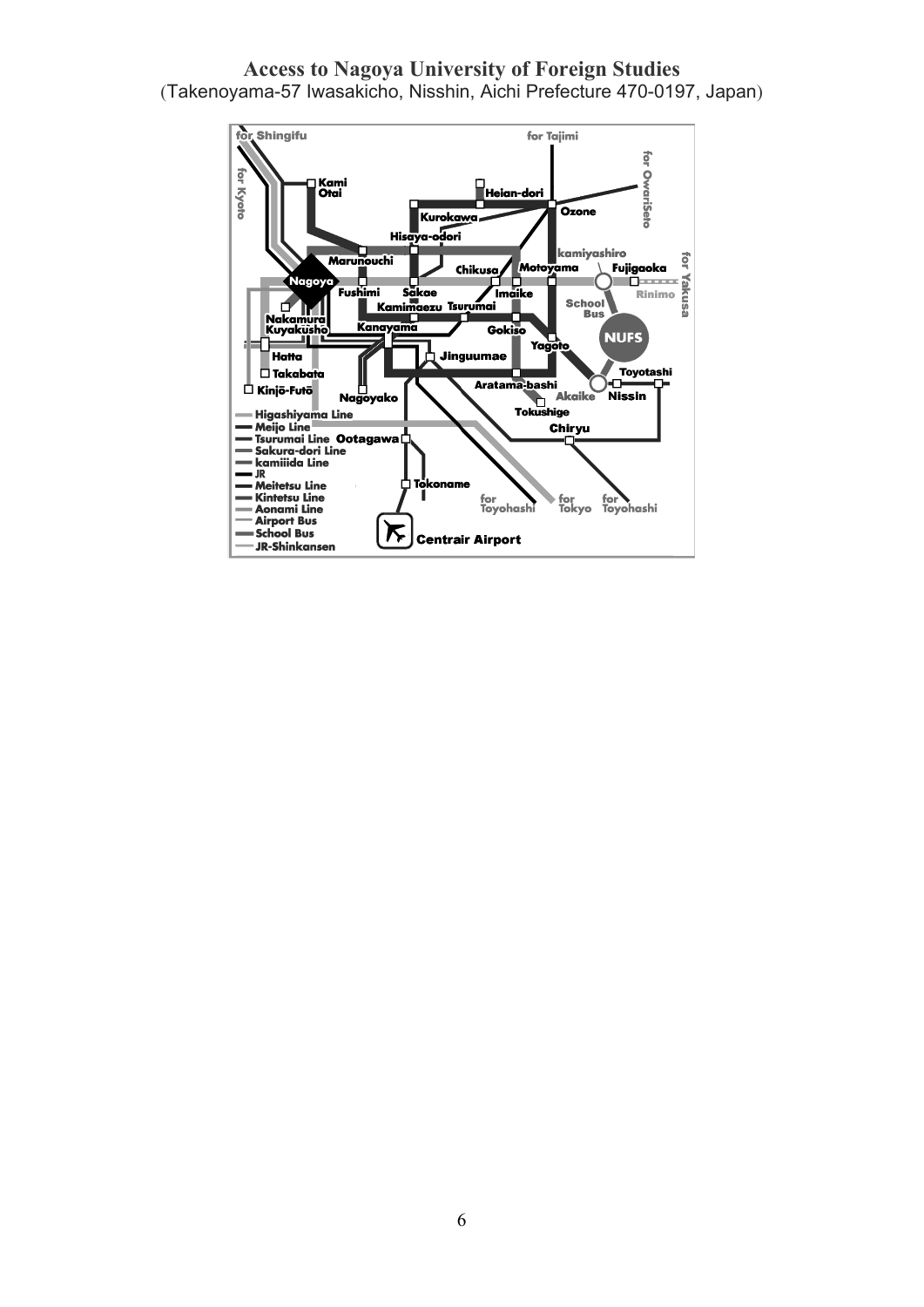# Access to Nagoya University of Foreign Studies

(Takenoyama-57 Iwasakicho, Nisshin, Aichi Prefecture 470-0197, Japan)

for Shingifu
for Kyoto
for Tajimi
for OwariSeto
for Yakusa
Kami Otai
Heian-dori
Kurokawa
Ozone
Hisaya-odori
kamiyashiro
Marunouchi
Chikusa
Motoyama
Fujigaoka
Nagoya
Fushimi
Sakae
Imaike
Rinimo
Kamimaezu
Tsurumai
School Bus
Nakamura Kuyakusho
Kanayama
Gokiso
NUFS
Yagoto
Hatta
Jinguumae
Takabata
Toyotashi
Aratama-bashi
Kinjō-Futō
Nagoyako
Akaike
Nissin
Tokushige
Higashiyama Line
Meijo Line
Chiryu
Tsurumai Line
Ootagawa
Sakura-dori Line
kamiiida Line
JR
Meitetsu Line
Tokoname
Kintetsu Line
Aonami Line
for Toyohashi
for Tokyo
for Toyohashi
Airport Bus
School Bus
Centrair Airport
JR-Shinkansen